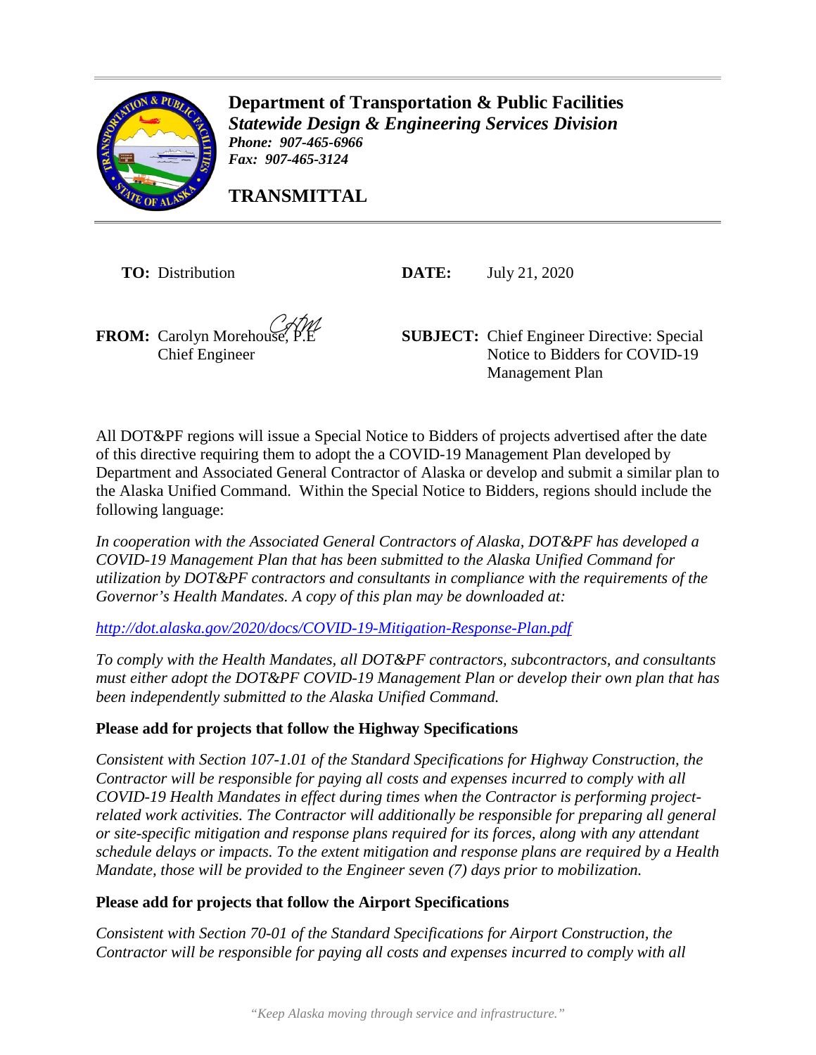**Department of Transportation & Public Facilities**
***Statewide Design & Engineering Services Division***
***Phone: 907-465-6966***
***Fax: 907-465-3124***

**TRANSMITTAL**

**TO:** Distribution

**DATE:** July 21, 2020

**FROM:** Carolyn Morehouse, P.E
Chief Engineer

**SUBJECT:** Chief Engineer Directive: Special Notice to Bidders for COVID-19 Management Plan

All DOT&PF regions will issue a Special Notice to Bidders of projects advertised after the date of this directive requiring them to adopt the a COVID-19 Management Plan developed by Department and Associated General Contractor of Alaska or develop and submit a similar plan to the Alaska Unified Command. Within the Special Notice to Bidders, regions should include the following language:

*In cooperation with the Associated General Contractors of Alaska, DOT&PF has developed a COVID-19 Management Plan that has been submitted to the Alaska Unified Command for utilization by DOT&PF contractors and consultants in compliance with the requirements of the Governor's Health Mandates. A copy of this plan may be downloaded at:*

*http://dot.alaska.gov/2020/docs/COVID-19-Mitigation-Response-Plan.pdf*

*To comply with the Health Mandates, all DOT&PF contractors, subcontractors, and consultants must either adopt the DOT&PF COVID-19 Management Plan or develop their own plan that has been independently submitted to the Alaska Unified Command.*

**Please add for projects that follow the Highway Specifications**

*Consistent with Section 107-1.01 of the Standard Specifications for Highway Construction, the Contractor will be responsible for paying all costs and expenses incurred to comply with all COVID-19 Health Mandates in effect during times when the Contractor is performing project-related work activities. The Contractor will additionally be responsible for preparing all general or site-specific mitigation and response plans required for its forces, along with any attendant schedule delays or impacts. To the extent mitigation and response plans are required by a Health Mandate, those will be provided to the Engineer seven (7) days prior to mobilization.*

**Please add for projects that follow the Airport Specifications**

*Consistent with Section 70-01 of the Standard Specifications for Airport Construction, the Contractor will be responsible for paying all costs and expenses incurred to comply with all*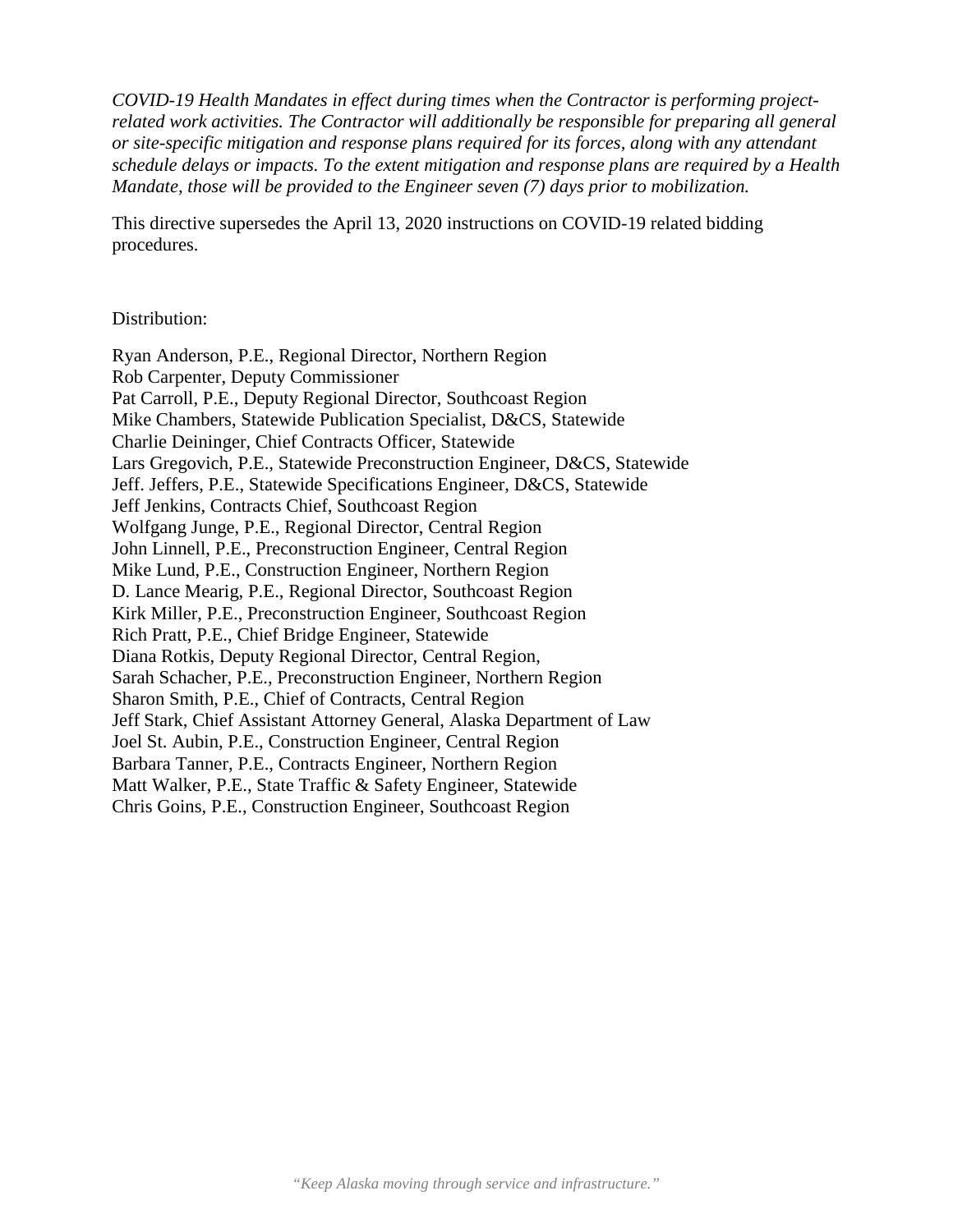*COVID-19 Health Mandates in effect during times when the Contractor is performing project-related work activities. The Contractor will additionally be responsible for preparing all general or site-specific mitigation and response plans required for its forces, along with any attendant schedule delays or impacts. To the extent mitigation and response plans are required by a Health Mandate, those will be provided to the Engineer seven (7) days prior to mobilization.*

This directive supersedes the April 13, 2020 instructions on COVID-19 related bidding procedures.

Distribution:

Ryan Anderson, P.E., Regional Director, Northern Region
Rob Carpenter, Deputy Commissioner
Pat Carroll, P.E., Deputy Regional Director, Southcoast Region
Mike Chambers, Statewide Publication Specialist, D&CS, Statewide
Charlie Deininger, Chief Contracts Officer, Statewide
Lars Gregovich, P.E., Statewide Preconstruction Engineer, D&CS, Statewide
Jeff. Jeffers, P.E., Statewide Specifications Engineer, D&CS, Statewide
Jeff Jenkins, Contracts Chief, Southcoast Region
Wolfgang Junge, P.E., Regional Director, Central Region
John Linnell, P.E., Preconstruction Engineer, Central Region
Mike Lund, P.E., Construction Engineer, Northern Region
D. Lance Mearig, P.E., Regional Director, Southcoast Region
Kirk Miller, P.E., Preconstruction Engineer, Southcoast Region
Rich Pratt, P.E., Chief Bridge Engineer, Statewide
Diana Rotkis, Deputy Regional Director, Central Region,
Sarah Schacher, P.E., Preconstruction Engineer, Northern Region
Sharon Smith, P.E., Chief of Contracts, Central Region
Jeff Stark, Chief Assistant Attorney General, Alaska Department of Law
Joel St. Aubin, P.E., Construction Engineer, Central Region
Barbara Tanner, P.E., Contracts Engineer, Northern Region
Matt Walker, P.E., State Traffic & Safety Engineer, Statewide
Chris Goins, P.E., Construction Engineer, Southcoast Region